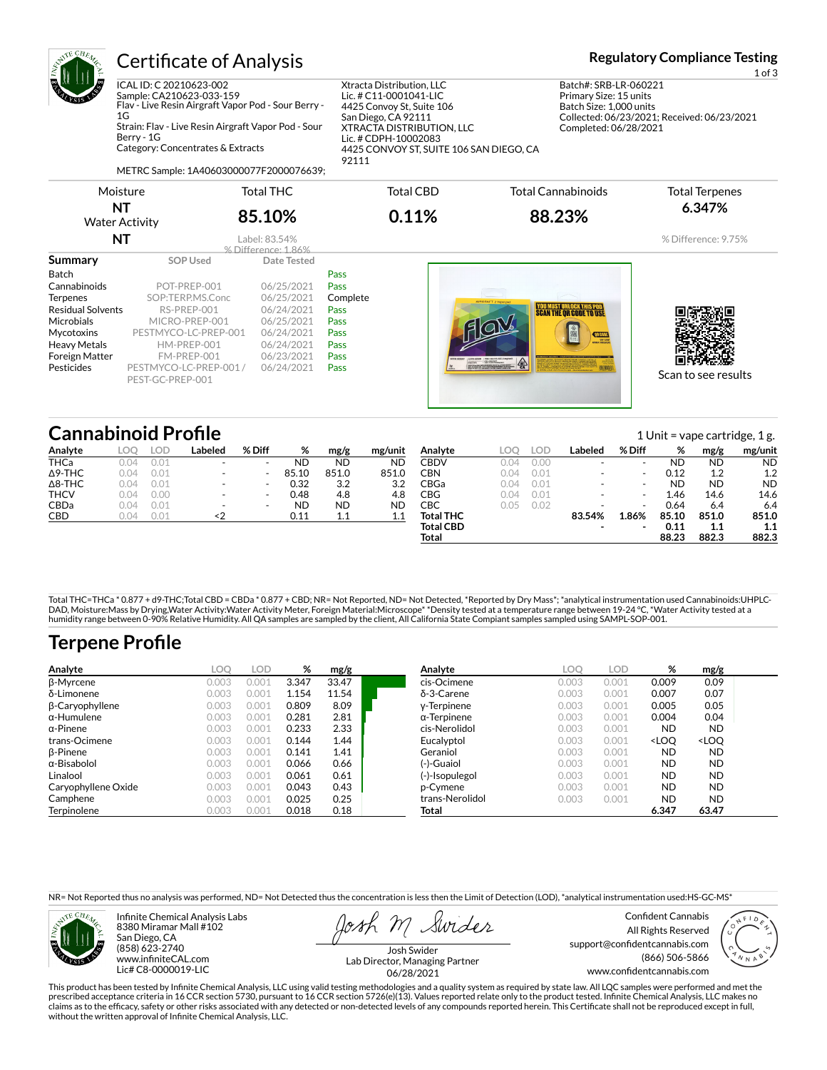# Certificate of Analysis

**Regulatory Compliance Testing**

ICAL ID: C 20210623-002
Sample: CA210623-033-159
Flav - Live Resin Airgraft Vapor Pod - Sour Berry - 1G
Strain: Flav - Live Resin Airgraft Vapor Pod - Sour Berry - 1G
Category: Concentrates & Extracts

METRC Sample: 1A40603000077F2000076639;

Xtracta Distribution, LLC
Lic. # C11-0001041-LIC
4425 Convoy St, Suite 106
San Diego, CA 92111
XTRACTA DISTRIBUTION, LLC
Lic. # CDPH-10002083
4425 CONVOY ST, SUITE 106 SAN DIEGO, CA 92111

Batch#: SRB-LR-060221
Primary Size: 15 units
Batch Size: 1,000 units
Collected: 06/23/2021; Received: 06/23/2021
Completed: 06/28/2021

| Moisture | Total THC | Total CBD | Total Cannabinoids | Total Terpenes |
|---|---|---|---|---|
| NT | 85.10% | 0.11% | 88.23% | 6.347% |
| Water Activity | Label: 83.54% | | | % Difference: 9.75% |
| NT | % Difference: 1.86% | | | |

## Summary

| Summary | SOP Used | Date Tested | |
|---|---|---|---|
| Batch | | | Pass |
| Cannabinoids | POT-PREP-001 | 06/25/2021 | Pass |
| Terpenes | SOP:TERP.MS.Conc | 06/25/2021 | Complete |
| Residual Solvents | RS-PREP-001 | 06/24/2021 | Pass |
| Microbials | MICRO-PREP-001 | 06/25/2021 | Pass |
| Mycotoxins | PESTMYCO-LC-PREP-001 | 06/24/2021 | Pass |
| Heavy Metals | HM-PREP-001 | 06/24/2021 | Pass |
| Foreign Matter | FM-PREP-001 | 06/23/2021 | Pass |
| Pesticides | PESTMYCO-LC-PREP-001 / PEST-GC-PREP-001 | 06/24/2021 | Pass |

Scan to see results

## Cannabinoid Profile

1 Unit = vape cartridge, 1 g.

| Analyte | LOQ | LOD | Labeled | % Diff | % | mg/g | mg/unit |
|---|---|---|---|---|---|---|---|
| THCa | 0.04 | 0.01 | - | - | ND | ND | ND |
| Δ9-THC | 0.04 | 0.01 | - | - | 85.10 | 851.0 | 851.0 |
| Δ8-THC | 0.04 | 0.01 | - | - | 0.32 | 3.2 | 3.2 |
| THCV | 0.04 | 0.00 | - | - | 0.48 | 4.8 | 4.8 |
| CBDa | 0.04 | 0.01 | - | - | ND | ND | ND |
| CBD | 0.04 | 0.01 | <2 | | 0.11 | 1.1 | 1.1 |
| CBDV | 0.04 | 0.00 | - | - | ND | ND | ND |
| CBN | 0.04 | 0.01 | - | - | 0.12 | 1.2 | 1.2 |
| CBGa | 0.04 | 0.01 | - | - | ND | ND | ND |
| CBG | 0.04 | 0.01 | - | - | 1.46 | 14.6 | 14.6 |
| CBC | 0.05 | 0.02 | - | - | 0.64 | 6.4 | 6.4 |
| **Total THC** | | | **83.54%** | **1.86%** | **85.10** | **851.0** | **851.0** |
| **Total CBD** | | | **-** | **-** | **0.11** | **1.1** | **1.1** |
| **Total** | | | | | **88.23** | **882.3** | **882.3** |

Total THC=THCa * 0.877 + d9-THC;Total CBD = CBDa * 0.877 + CBD; NR= Not Reported, ND= Not Detected, *Reported by Dry Mass*; *analytical instrumentation used Cannabinoids:UHPLC-DAD, Moisture:Mass by Drying,Water Activity:Water Activity Meter, Foreign Material:Microscope* *Density tested at a temperature range between 19-24 °C, *Water Activity tested at a humidity range between 0-90% Relative Humidity. All QA samples are sampled by the client, All California State Compiant samples sampled using SAMPL-SOP-001.

## Terpene Profile

| Analyte | LOQ | LOD | % | mg/g |
|---|---|---|---|---|
| β-Myrcene | 0.003 | 0.001 | 3.347 | 33.47 |
| δ-Limonene | 0.003 | 0.001 | 1.154 | 11.54 |
| β-Caryophyllene | 0.003 | 0.001 | 0.809 | 8.09 |
| α-Humulene | 0.003 | 0.001 | 0.281 | 2.81 |
| α-Pinene | 0.003 | 0.001 | 0.233 | 2.33 |
| trans-Ocimene | 0.003 | 0.001 | 0.144 | 1.44 |
| β-Pinene | 0.003 | 0.001 | 0.141 | 1.41 |
| α-Bisabolol | 0.003 | 0.001 | 0.066 | 0.66 |
| Linalool | 0.003 | 0.001 | 0.061 | 0.61 |
| Caryophyllene Oxide | 0.003 | 0.001 | 0.043 | 0.43 |
| Camphene | 0.003 | 0.001 | 0.025 | 0.25 |
| Terpinolene | 0.003 | 0.001 | 0.018 | 0.18 |
| cis-Ocimene | 0.003 | 0.001 | 0.009 | 0.09 |
| δ-3-Carene | 0.003 | 0.001 | 0.007 | 0.07 |
| γ-Terpinene | 0.003 | 0.001 | 0.005 | 0.05 |
| α-Terpinene | 0.003 | 0.001 | 0.004 | 0.04 |
| cis-Nerolidol | 0.003 | 0.001 | ND | ND |
| Eucalyptol | 0.003 | 0.001 | <LOQ | <LOQ |
| Geraniol | 0.003 | 0.001 | ND | ND |
| (-)-Guaiol | 0.003 | 0.001 | ND | ND |
| (-)-Isopulegol | 0.003 | 0.001 | ND | ND |
| p-Cymene | 0.003 | 0.001 | ND | ND |
| trans-Nerolidol | 0.003 | 0.001 | ND | ND |
| **Total** | | | **6.347** | **63.47** |

NR= Not Reported thus no analysis was performed, ND= Not Detected thus the concentration is less then the Limit of Detection (LOD), *analytical instrumentation used:HS-GC-MS*

Infinite Chemical Analysis Labs
8380 Miramar Mall #102
San Diego, CA
(858) 623-2740
www.infiniteCAL.com
Lic# C8-0000019-LIC

Josh Swider
Lab Director, Managing Partner
06/28/2021

Confident Cannabis
All Rights Reserved
support@confidentcannabis.com
(866) 506-5866
www.confidentcannabis.com

This product has been tested by Infinite Chemical Analysis, LLC using valid testing methodologies and a quality system as required by state law. All LQC samples were performed and met the prescribed acceptance criteria in 16 CCR section 5730, pursuant to 16 CCR section 5726(e)(13). Values reported relate only to the product tested. Infinite Chemical Analysis, LLC makes no claims as to the efficacy, safety or other risks associated with any detected or non-detected levels of any compounds reported herein. This Certificate shall not be reproduced except in full, without the written approval of Infinite Chemical Analysis, LLC.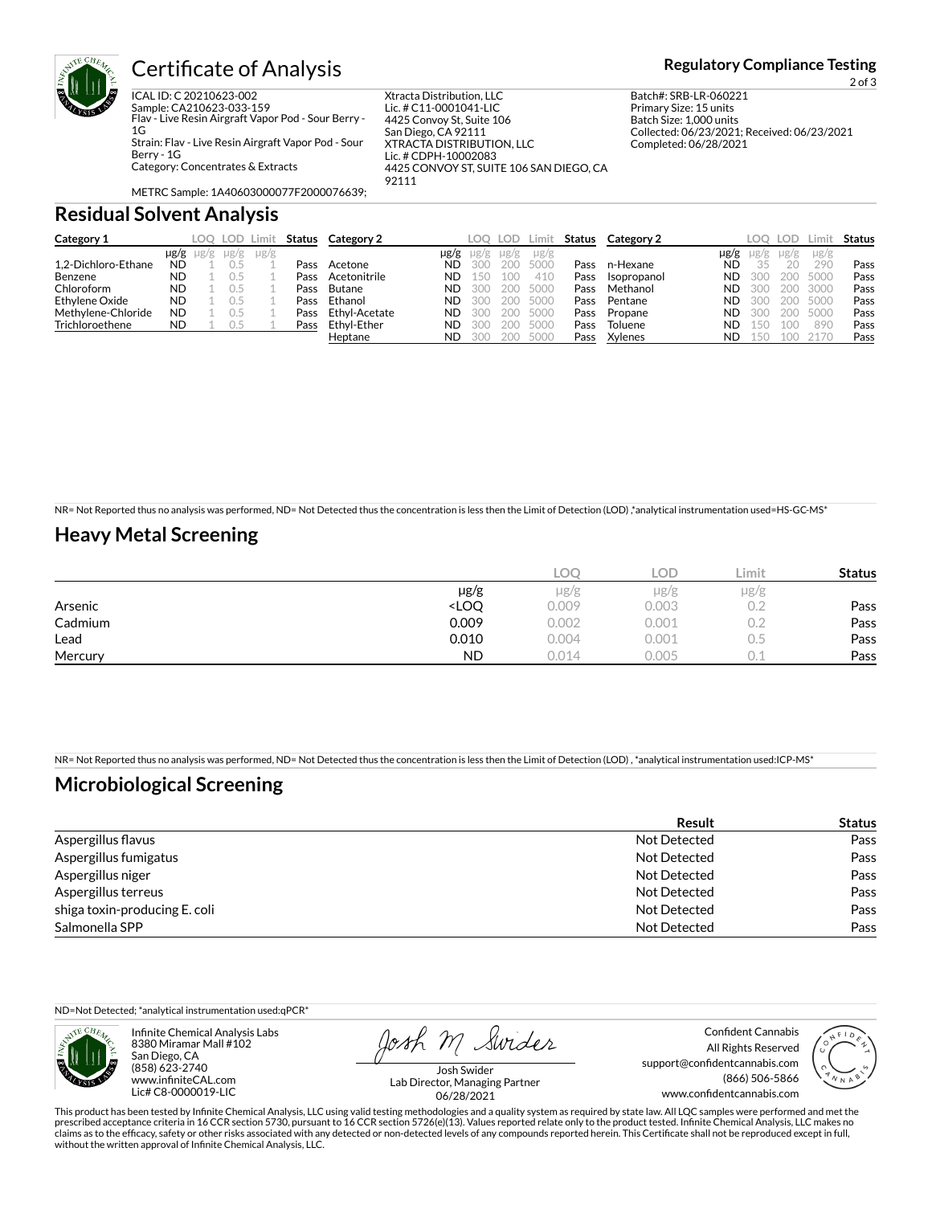# Certificate of Analysis

**Regulatory Compliance Testing**

ICAL ID: C 20210623-002
Sample: CA210623-033-159
Flav - Live Resin Airgraft Vapor Pod - Sour Berry - 1G
Strain: Flav - Live Resin Airgraft Vapor Pod - Sour Berry - 1G
Category: Concentrates & Extracts

METRC Sample: 1A40603000077F2000076639;

Xtracta Distribution, LLC
Lic. # C11-0001041-LIC
4425 Convoy St, Suite 106
San Diego, CA 92111
XTRACTA DISTRIBUTION, LLC
Lic. # CDPH-10002083
4425 CONVOY ST, SUITE 106 SAN DIEGO, CA 92111

Batch#: SRB-LR-060221
Primary Size: 15 units
Batch Size: 1,000 units
Collected: 06/23/2021; Received: 06/23/2021
Completed: 06/28/2021

## Residual Solvent Analysis

| Category 1 | µg/g | LOQ µg/g | LOD µg/g | Limit µg/g | Status |
|---|---|---|---|---|---|
| 1,2-Dichloro-Ethane | ND | 1 | 0.5 | 1 | Pass |
| Benzene | ND | 1 | 0.5 | 1 | Pass |
| Chloroform | ND | 1 | 0.5 | 1 | Pass |
| Ethylene Oxide | ND | 1 | 0.5 | 1 | Pass |
| Methylene-Chloride | ND | 1 | 0.5 | 1 | Pass |
| Trichloroethene | ND | 1 | 0.5 | 1 | Pass |

| Category 2 | µg/g | LOQ µg/g | LOD µg/g | Limit µg/g | Status |
|---|---|---|---|---|---|
| Acetone | ND | 300 | 200 | 5000 | Pass |
| Acetonitrile | ND | 150 | 100 | 410 | Pass |
| Butane | ND | 300 | 200 | 5000 | Pass |
| Ethanol | ND | 300 | 200 | 5000 | Pass |
| Ethyl-Acetate | ND | 300 | 200 | 5000 | Pass |
| Ethyl-Ether | ND | 300 | 200 | 5000 | Pass |
| Heptane | ND | 300 | 200 | 5000 | Pass |
| n-Hexane | ND | 35 | 20 | 290 | Pass |
| Isopropanol | ND | 300 | 200 | 5000 | Pass |
| Methanol | ND | 300 | 200 | 3000 | Pass |
| Pentane | ND | 300 | 200 | 5000 | Pass |
| Propane | ND | 300 | 200 | 5000 | Pass |
| Toluene | ND | 150 | 100 | 890 | Pass |
| Xylenes | ND | 150 | 100 | 2170 | Pass |

NR= Not Reported thus no analysis was performed, ND= Not Detected thus the concentration is less then the Limit of Detection (LOD) ,*analytical instrumentation used=HS-GC-MS*

## Heavy Metal Screening

| | µg/g | LOQ µg/g | LOD µg/g | Limit µg/g | Status |
|---|---|---|---|---|---|
| Arsenic | <LOQ | 0.009 | 0.003 | 0.2 | Pass |
| Cadmium | 0.009 | 0.002 | 0.001 | 0.2 | Pass |
| Lead | 0.010 | 0.004 | 0.001 | 0.5 | Pass |
| Mercury | ND | 0.014 | 0.005 | 0.1 | Pass |

NR= Not Reported thus no analysis was performed, ND= Not Detected thus the concentration is less then the Limit of Detection (LOD) , *analytical instrumentation used:ICP-MS*

## Microbiological Screening

| | Result | Status |
|---|---|---|
| Aspergillus flavus | Not Detected | Pass |
| Aspergillus fumigatus | Not Detected | Pass |
| Aspergillus niger | Not Detected | Pass |
| Aspergillus terreus | Not Detected | Pass |
| shiga toxin-producing E. coli | Not Detected | Pass |
| Salmonella SPP | Not Detected | Pass |

ND=Not Detected; *analytical instrumentation used:qPCR*

Infinite Chemical Analysis Labs
8380 Miramar Mall #102
San Diego, CA
(858) 623-2740
www.infiniteCAL.com
Lic# C8-0000019-LIC

Josh M Swider
Josh Swider
Lab Director, Managing Partner
06/28/2021

Confident Cannabis
All Rights Reserved
support@confidentcannabis.com
(866) 506-5866
www.confidentcannabis.com

This product has been tested by Infinite Chemical Analysis, LLC using valid testing methodologies and a quality system as required by state law. All LQC samples were performed and met the prescribed acceptance criteria in 16 CCR section 5730, pursuant to 16 CCR section 5726(e)(13). Values reported relate only to the product tested. Infinite Chemical Analysis, LLC makes no claims as to the efficacy, safety or other risks associated with any detected or non-detected levels of any compounds reported herein. This Certificate shall not be reproduced except in full, without the written approval of Infinite Chemical Analysis, LLC.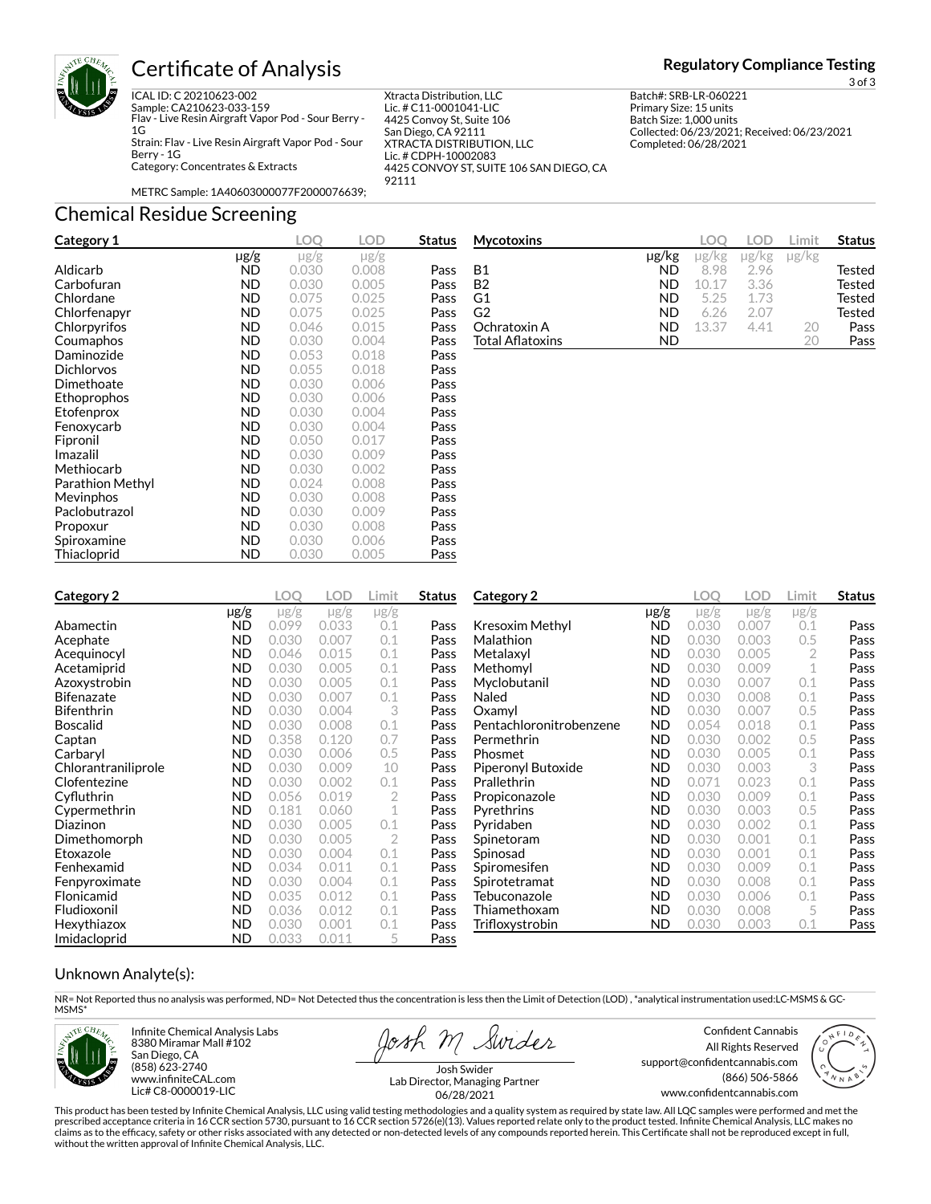# Certificate of Analysis

**Regulatory Compliance Testing**

ICAL ID: C 20210623-002
Sample: CA210623-033-159
Flav - Live Resin Airgraft Vapor Pod - Sour Berry - 1G
Strain: Flav - Live Resin Airgraft Vapor Pod - Sour Berry - 1G
Category: Concentrates & Extracts

METRC Sample: 1A40603000077F2000076639;

Xtracta Distribution, LLC
Lic. # C11-0001041-LIC
4425 Convoy St, Suite 106
San Diego, CA 92111
XTRACTA DISTRIBUTION, LLC
Lic. # CDPH-10002083
4425 CONVOY ST, SUITE 106 SAN DIEGO, CA 92111

Batch#: SRB-LR-060221
Primary Size: 15 units
Batch Size: 1,000 units
Collected: 06/23/2021; Received: 06/23/2021
Completed: 06/28/2021

## Chemical Residue Screening

| Category 1 | | LOQ | LOD | Status |
|---|---|---|---|---|
| | μg/g | μg/g | μg/g | |
| Aldicarb | ND | 0.030 | 0.008 | Pass |
| Carbofuran | ND | 0.030 | 0.005 | Pass |
| Chlordane | ND | 0.075 | 0.025 | Pass |
| Chlorfenapyr | ND | 0.075 | 0.025 | Pass |
| Chlorpyrifos | ND | 0.046 | 0.015 | Pass |
| Coumaphos | ND | 0.030 | 0.004 | Pass |
| Daminozide | ND | 0.053 | 0.018 | Pass |
| Dichlorvos | ND | 0.055 | 0.018 | Pass |
| Dimethoate | ND | 0.030 | 0.006 | Pass |
| Ethoprophos | ND | 0.030 | 0.006 | Pass |
| Etofenprox | ND | 0.030 | 0.004 | Pass |
| Fenoxycarb | ND | 0.030 | 0.004 | Pass |
| Fipronil | ND | 0.050 | 0.017 | Pass |
| Imazalil | ND | 0.030 | 0.009 | Pass |
| Methiocarb | ND | 0.030 | 0.002 | Pass |
| Parathion Methyl | ND | 0.024 | 0.008 | Pass |
| Mevinphos | ND | 0.030 | 0.008 | Pass |
| Paclobutrazol | ND | 0.030 | 0.009 | Pass |
| Propoxur | ND | 0.030 | 0.008 | Pass |
| Spiroxamine | ND | 0.030 | 0.006 | Pass |
| Thiacloprid | ND | 0.030 | 0.005 | Pass |

| Mycotoxins | | LOQ | LOD | Limit | Status |
|---|---|---|---|---|---|
| | μg/kg | μg/kg | μg/kg | μg/kg | |
| B1 | ND | 8.98 | 2.96 | | Tested |
| B2 | ND | 10.17 | 3.36 | | Tested |
| G1 | ND | 5.25 | 1.73 | | Tested |
| G2 | ND | 6.26 | 2.07 | | Tested |
| Ochratoxin A | ND | 13.37 | 4.41 | 20 | Pass |
| Total Aflatoxins | ND | | | 20 | Pass |

| Category 2 | | LOQ | LOD | Limit | Status |
|---|---|---|---|---|---|
| | μg/g | μg/g | μg/g | μg/g | |
| Abamectin | ND | 0.099 | 0.033 | 0.1 | Pass |
| Acephate | ND | 0.030 | 0.007 | 0.1 | Pass |
| Acequinocyl | ND | 0.046 | 0.015 | 0.1 | Pass |
| Acetamiprid | ND | 0.030 | 0.005 | 0.1 | Pass |
| Azoxystrobin | ND | 0.030 | 0.005 | 0.1 | Pass |
| Bifenazate | ND | 0.030 | 0.007 | 0.1 | Pass |
| Bifenthrin | ND | 0.030 | 0.004 | 3 | Pass |
| Boscalid | ND | 0.030 | 0.008 | 0.1 | Pass |
| Captan | ND | 0.358 | 0.120 | 0.7 | Pass |
| Carbaryl | ND | 0.030 | 0.006 | 0.5 | Pass |
| Chlorantraniliprole | ND | 0.030 | 0.009 | 10 | Pass |
| Clofentezine | ND | 0.030 | 0.002 | 0.1 | Pass |
| Cyfluthrin | ND | 0.056 | 0.019 | 2 | Pass |
| Cypermethrin | ND | 0.181 | 0.060 | 1 | Pass |
| Diazinon | ND | 0.030 | 0.005 | 0.1 | Pass |
| Dimethomorph | ND | 0.030 | 0.005 | 2 | Pass |
| Etoxazole | ND | 0.030 | 0.004 | 0.1 | Pass |
| Fenhexamid | ND | 0.034 | 0.011 | 0.1 | Pass |
| Fenpyroximate | ND | 0.030 | 0.004 | 0.1 | Pass |
| Flonicamid | ND | 0.035 | 0.012 | 0.1 | Pass |
| Fludioxonil | ND | 0.036 | 0.012 | 0.1 | Pass |
| Hexythiazox | ND | 0.030 | 0.001 | 0.1 | Pass |
| Imidacloprid | ND | 0.033 | 0.011 | 5 | Pass |
| Kresoxim Methyl | ND | 0.030 | 0.007 | 0.1 | Pass |
| Malathion | ND | 0.030 | 0.003 | 0.5 | Pass |
| Metalaxyl | ND | 0.030 | 0.005 | 2 | Pass |
| Methomyl | ND | 0.030 | 0.009 | 1 | Pass |
| Myclobutanil | ND | 0.030 | 0.007 | 0.1 | Pass |
| Naled | ND | 0.030 | 0.008 | 0.1 | Pass |
| Oxamyl | ND | 0.030 | 0.007 | 0.5 | Pass |
| Pentachloronitrobenzene | ND | 0.054 | 0.018 | 0.1 | Pass |
| Permethrin | ND | 0.030 | 0.002 | 0.5 | Pass |
| Phosmet | ND | 0.030 | 0.005 | 0.1 | Pass |
| Piperonyl Butoxide | ND | 0.030 | 0.003 | 3 | Pass |
| Prallethrin | ND | 0.071 | 0.023 | 0.1 | Pass |
| Propiconazole | ND | 0.030 | 0.009 | 0.1 | Pass |
| Pyrethrins | ND | 0.030 | 0.003 | 0.5 | Pass |
| Pyridaben | ND | 0.030 | 0.002 | 0.1 | Pass |
| Spinetoram | ND | 0.030 | 0.001 | 0.1 | Pass |
| Spinosad | ND | 0.030 | 0.001 | 0.1 | Pass |
| Spiromesifen | ND | 0.030 | 0.009 | 0.1 | Pass |
| Spirotetramat | ND | 0.030 | 0.008 | 0.1 | Pass |
| Tebuconazole | ND | 0.030 | 0.006 | 0.1 | Pass |
| Thiamethoxam | ND | 0.030 | 0.008 | 5 | Pass |
| Trifloxystrobin | ND | 0.030 | 0.003 | 0.1 | Pass |

### Unknown Analyte(s):

NR= Not Reported thus no analysis was performed, ND= Not Detected thus the concentration is less then the Limit of Detection (LOD) , *analytical instrumentation used:LC-MSMS & GC-MSMS*

Infinite Chemical Analysis Labs
8380 Miramar Mall #102
San Diego, CA
(858) 623-2740
www.infiniteCAL.com
Lic# C8-0000019-LIC

Josh Swider
Lab Director, Managing Partner
06/28/2021

Confident Cannabis
All Rights Reserved
support@confidentcannabis.com
(866) 506-5866
www.confidentcannabis.com

This product has been tested by Infinite Chemical Analysis, LLC using valid testing methodologies and a quality system as required by state law. All LQC samples were performed and met the prescribed acceptance criteria in 16 CCR section 5730, pursuant to 16 CCR section 5726(e)(13). Values reported relate only to the product tested. Infinite Chemical Analysis, LLC makes no claims as to the efficacy, safety or other risks associated with any detected or non-detected levels of any compounds reported herein. This Certificate shall not be reproduced except in full, without the written approval of Infinite Chemical Analysis, LLC.